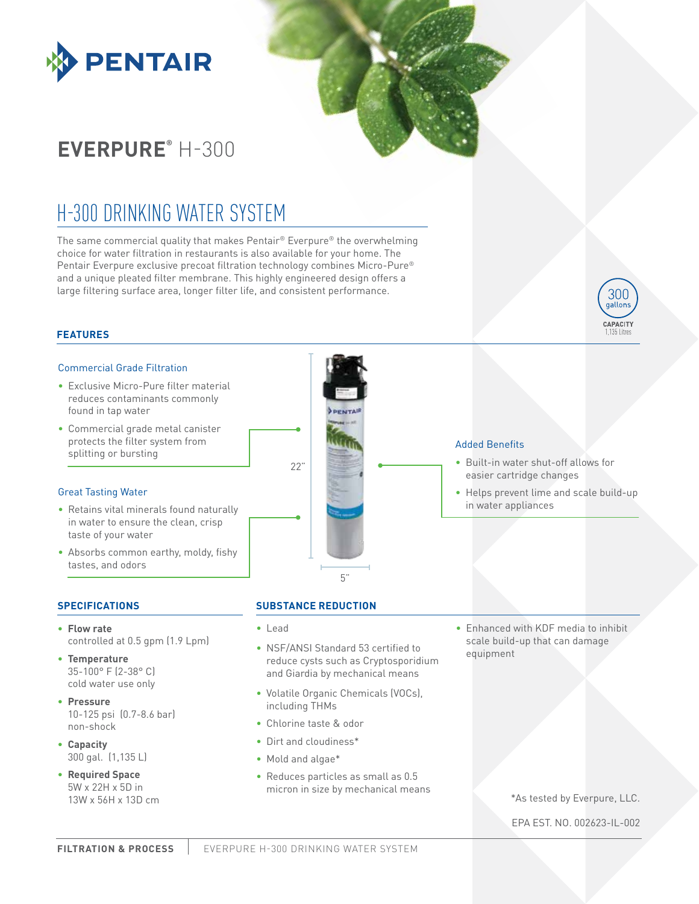# EVERPURE® H-300

## H-300 DRINKING WATER SYSTEM

The same commercial quality that makes Pentair® Everpure® the overwhelming choice for water filtration in restaurants is also available for your home. The Pentair Everpure exclusive precoat filtration technology combines Micro-Pure® and a unique pleated filter membrane. This highly engineered design offers a large filtering surface area, longer filter life, and consistent performance.

300 gallons CAPACITY 1,135 Litres

### FEATURES

#### Commercial Grade Filtration

- Exclusive Micro-Pure filter material reduces contaminants commonly found in tap water
- Commercial grade metal canister protects the filter system from splitting or bursting

#### Great Tasting Water

- Retains vital minerals found naturally in water to ensure the clean, crisp taste of your water
- Absorbs common earthy, moldy, fishy tastes, and odors

22"

5"

#### Added Benefits

- Built-in water shut-off allows for easier cartridge changes
- Helps prevent lime and scale build-up in water appliances

### SPECIFICATIONS

- **Flow rate**
  controlled at 0.5 gpm (1.9 Lpm)
- **Temperature**
  35-100° F (2-38° C)
  cold water use only
- **Pressure**
  10-125 psi (0.7-8.6 bar)
  non-shock
- **Capacity**
  300 gal. (1,135 L)
- **Required Space**
  5W x 22H x 5D in
  13W x 56H x 13D cm

### SUBSTANCE REDUCTION

- Lead
- NSF/ANSI Standard 53 certified to reduce cysts such as Cryptosporidium and Giardia by mechanical means
- Volatile Organic Chemicals (VOCs), including THMs
- Chlorine taste & odor
- Dirt and cloudiness*
- Mold and algae*
- Reduces particles as small as 0.5 micron in size by mechanical means
- Enhanced with KDF media to inhibit scale build-up that can damage equipment

*As tested by Everpure, LLC.

EPA EST. NO. 002623-IL-002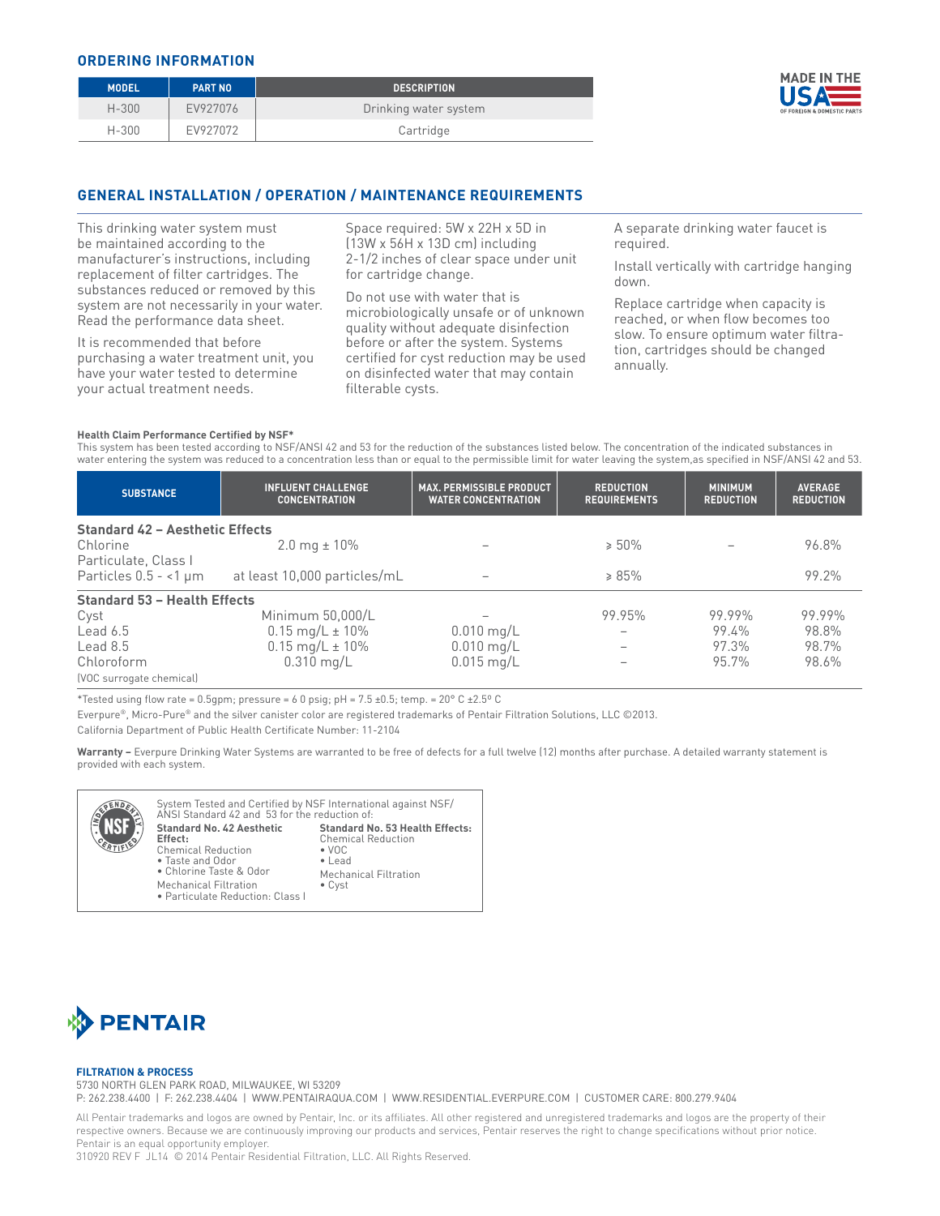## ORDERING INFORMATION

| MODEL | PART NO | DESCRIPTION |
| --- | --- | --- |
| H-300 | EV927076 | Drinking water system |
| H-300 | EV927072 | Cartridge |

MADE IN THE USA OF FOREIGN & DOMESTIC PARTS

## GENERAL INSTALLATION / OPERATION / MAINTENANCE REQUIREMENTS

This drinking water system must be maintained according to the manufacturer's instructions, including replacement of filter cartridges. The substances reduced or removed by this system are not necessarily in your water. Read the performance data sheet.

It is recommended that before purchasing a water treatment unit, you have your water tested to determine your actual treatment needs.

Space required: 5W x 22H x 5D in (13W x 56H x 13D cm) including 2-1/2 inches of clear space under unit for cartridge change.

Do not use with water that is microbiologically unsafe or of unknown quality without adequate disinfection before or after the system. Systems certified for cyst reduction may be used on disinfected water that may contain filterable cysts.

A separate drinking water faucet is required.

Install vertically with cartridge hanging down.

Replace cartridge when capacity is reached, or when flow becomes too slow. To ensure optimum water filtration, cartridges should be changed annually.

**Health Claim Performance Certified by NSF***

This system has been tested according to NSF/ANSI 42 and 53 for the reduction of the substances listed below. The concentration of the indicated substances in water entering the system was reduced to a concentration less than or equal to the permissible limit for water leaving the system,as specified in NSF/ANSI 42 and 53.

| SUBSTANCE | INFLUENT CHALLENGE CONCENTRATION | MAX. PERMISSIBLE PRODUCT WATER CONCENTRATION | REDUCTION REQUIREMENTS | MINIMUM REDUCTION | AVERAGE REDUCTION |
| --- | --- | --- | --- | --- | --- |
| **Standard 42 – Aesthetic Effects** | | | | | |
| Chlorine | 2.0 mg ± 10% | – | ≥ 50% | – | 96.8% |
| Particulate, Class I Particles 0.5 - <1 µm | at least 10,000 particles/mL | – | ≥ 85% | | 99.2% |
| **Standard 53 – Health Effects** | | | | | |
| Cyst | Minimum 50,000/L | – | 99.95% | 99.99% | 99.99% |
| Lead 6.5 | 0.15 mg/L ± 10% | 0.010 mg/L | – | 99.4% | 98.8% |
| Lead 8.5 | 0.15 mg/L ± 10% | 0.010 mg/L | – | 97.3% | 98.7% |
| Chloroform (VOC surrogate chemical) | 0.310 mg/L | 0.015 mg/L | – | 95.7% | 98.6% |

*Tested using flow rate = 0.5gpm; pressure = 6 0 psig; pH = 7.5 ±0.5; temp. = 20° C ±2.5° C

Everpure®, Micro-Pure® and the silver canister color are registered trademarks of Pentair Filtration Solutions, LLC ©2013.

California Department of Public Health Certificate Number: 11-2104

**Warranty –** Everpure Drinking Water Systems are warranted to be free of defects for a full twelve (12) months after purchase. A detailed warranty statement is provided with each system.

INDEPENDENTLY CERTIFIED NSF

System Tested and Certified by NSF International against NSF/ANSI Standard 42 and 53 for the reduction of:

**Standard No. 42 Aesthetic Effect:**
Chemical Reduction
- Taste and Odor
- Chlorine Taste & Odor

Mechanical Filtration
- Particulate Reduction: Class I

**Standard No. 53 Health Effects:**
Chemical Reduction
- VOC
- Lead

Mechanical Filtration
- Cyst

PENTAIR

**FILTRATION & PROCESS**

5730 NORTH GLEN PARK ROAD, MILWAUKEE, WI 53209

P: 262.238.4400 | F: 262.238.4404 | WWW.PENTAIRAQUA.COM | WWW.RESIDENTIAL.EVERPURE.COM | CUSTOMER CARE: 800.279.9404

All Pentair trademarks and logos are owned by Pentair, Inc. or its affiliates. All other registered and unregistered trademarks and logos are the property of their respective owners. Because we are continuously improving our products and services, Pentair reserves the right to change specifications without prior notice. Pentair is an equal opportunity employer.

310920 REV F JL14 © 2014 Pentair Residential Filtration, LLC. All Rights Reserved.